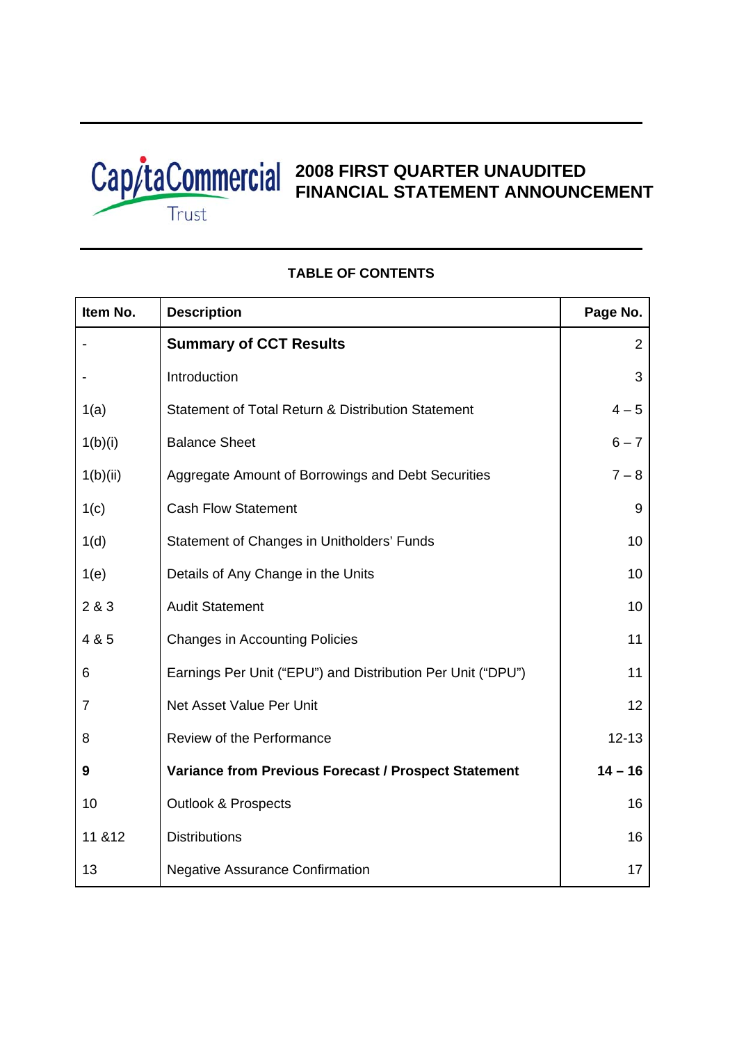# 2008 FIRST QUARTER UNAUDITED FINANCIAL STATEMENT ANNOUNCEMENT

CapitaCommercial Trust

## TABLE OF CONTENTS

| Item No. | Description | Page No. |
|---|---|---|
| - | **Summary of CCT Results** | 2 |
| - | Introduction | 3 |
| 1(a) | Statement of Total Return & Distribution Statement | 4 – 5 |
| 1(b)(i) | Balance Sheet | 6 – 7 |
| 1(b)(ii) | Aggregate Amount of Borrowings and Debt Securities | 7 – 8 |
| 1(c) | Cash Flow Statement | 9 |
| 1(d) | Statement of Changes in Unitholders' Funds | 10 |
| 1(e) | Details of Any Change in the Units | 10 |
| 2 & 3 | Audit Statement | 10 |
| 4 & 5 | Changes in Accounting Policies | 11 |
| 6 | Earnings Per Unit ("EPU") and Distribution Per Unit ("DPU") | 11 |
| 7 | Net Asset Value Per Unit | 12 |
| 8 | Review of the Performance | 12-13 |
| **9** | **Variance from Previous Forecast / Prospect Statement** | **14 – 16** |
| 10 | Outlook & Prospects | 16 |
| 11 &12 | Distributions | 16 |
| 13 | Negative Assurance Confirmation | 17 |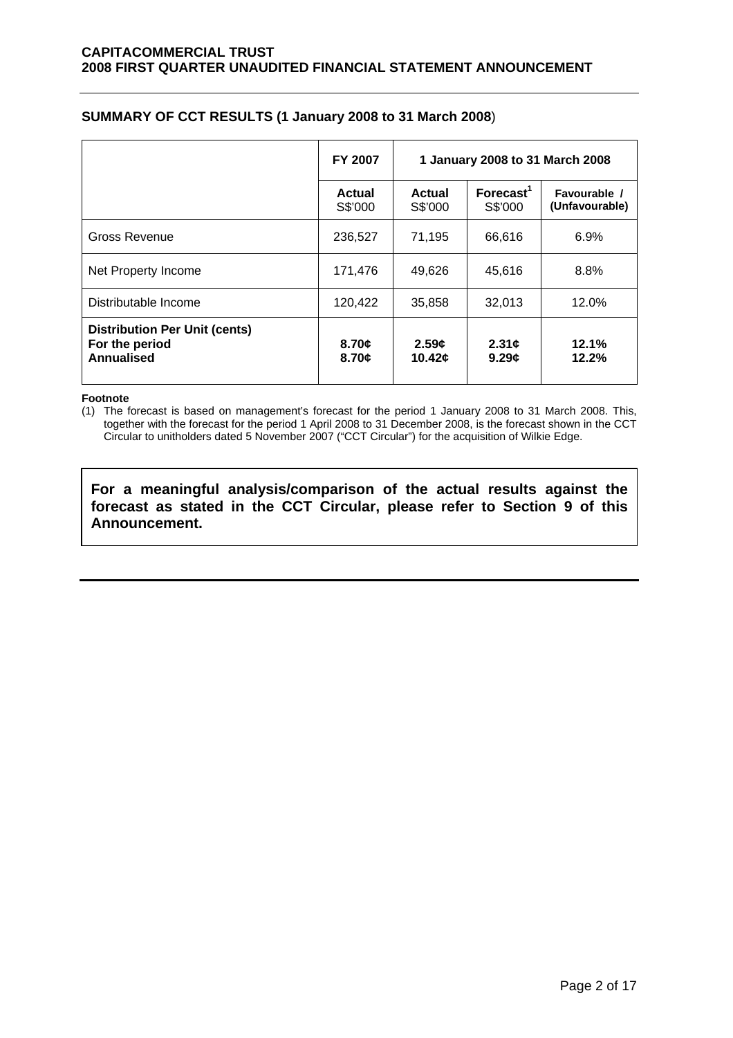## SUMMARY OF CCT RESULTS (1 January 2008 to 31 March 2008)

| | FY 2007 | 1 January 2008 to 31 March 2008 | | |
|---|---|---|---|---|
| | **Actual** S$'000 | **Actual** S$'000 | **Forecast[1]** S$'000 | **Favourable / (Unfavourable)** |
| Gross Revenue | 236,527 | 71,195 | 66,616 | 6.9% |
| Net Property Income | 171,476 | 49,626 | 45,616 | 8.8% |
| Distributable Income | 120,422 | 35,858 | 32,013 | 12.0% |
| **Distribution Per Unit (cents)** | | | | |
| **For the period** | **8.70¢** | **2.59¢** | **2.31¢** | **12.1%** |
| **Annualised** | **8.70¢** | **10.42¢** | **9.29¢** | **12.2%** |

**Footnote**

(1) The forecast is based on management's forecast for the period 1 January 2008 to 31 March 2008. This, together with the forecast for the period 1 April 2008 to 31 December 2008, is the forecast shown in the CCT Circular to unitholders dated 5 November 2007 ("CCT Circular") for the acquisition of Wilkie Edge.

**For a meaningful analysis/comparison of the actual results against the forecast as stated in the CCT Circular, please refer to Section 9 of this Announcement.**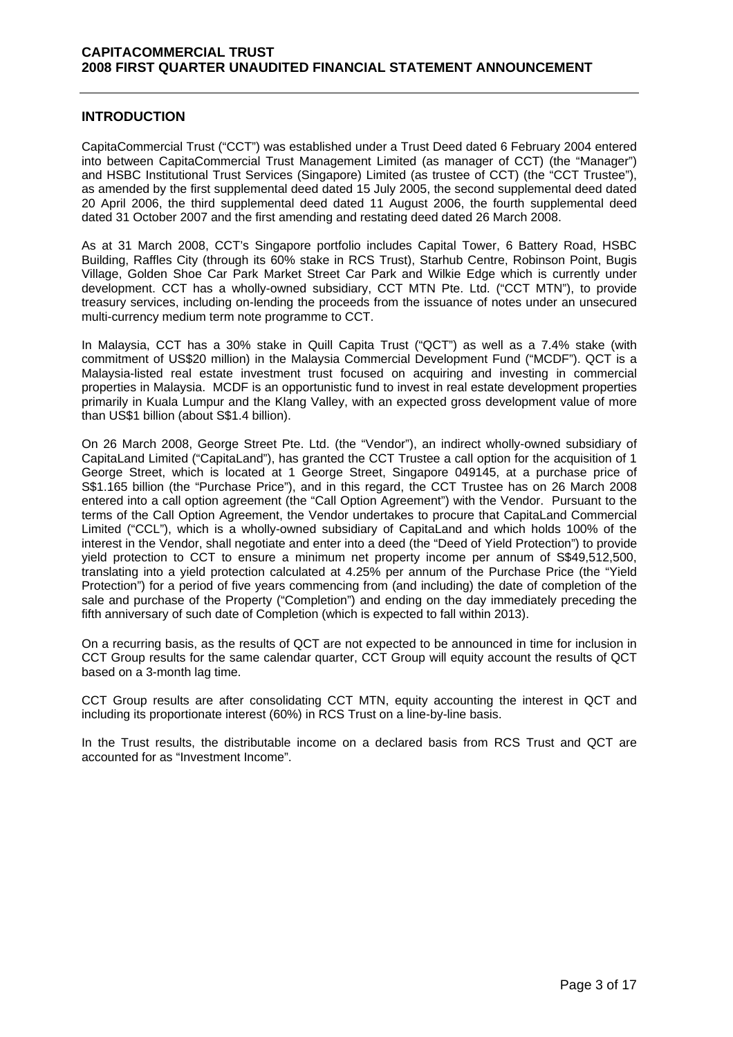## INTRODUCTION

CapitaCommercial Trust ("CCT") was established under a Trust Deed dated 6 February 2004 entered into between CapitaCommercial Trust Management Limited (as manager of CCT) (the "Manager") and HSBC Institutional Trust Services (Singapore) Limited (as trustee of CCT) (the "CCT Trustee"), as amended by the first supplemental deed dated 15 July 2005, the second supplemental deed dated 20 April 2006, the third supplemental deed dated 11 August 2006, the fourth supplemental deed dated 31 October 2007 and the first amending and restating deed dated 26 March 2008.

As at 31 March 2008, CCT's Singapore portfolio includes Capital Tower, 6 Battery Road, HSBC Building, Raffles City (through its 60% stake in RCS Trust), Starhub Centre, Robinson Point, Bugis Village, Golden Shoe Car Park Market Street Car Park and Wilkie Edge which is currently under development. CCT has a wholly-owned subsidiary, CCT MTN Pte. Ltd. ("CCT MTN"), to provide treasury services, including on-lending the proceeds from the issuance of notes under an unsecured multi-currency medium term note programme to CCT.

In Malaysia, CCT has a 30% stake in Quill Capita Trust ("QCT") as well as a 7.4% stake (with commitment of US$20 million) in the Malaysia Commercial Development Fund ("MCDF"). QCT is a Malaysia-listed real estate investment trust focused on acquiring and investing in commercial properties in Malaysia. MCDF is an opportunistic fund to invest in real estate development properties primarily in Kuala Lumpur and the Klang Valley, with an expected gross development value of more than US$1 billion (about S$1.4 billion).

On 26 March 2008, George Street Pte. Ltd. (the "Vendor"), an indirect wholly-owned subsidiary of CapitaLand Limited ("CapitaLand"), has granted the CCT Trustee a call option for the acquisition of 1 George Street, which is located at 1 George Street, Singapore 049145, at a purchase price of S$1.165 billion (the "Purchase Price"), and in this regard, the CCT Trustee has on 26 March 2008 entered into a call option agreement (the "Call Option Agreement") with the Vendor. Pursuant to the terms of the Call Option Agreement, the Vendor undertakes to procure that CapitaLand Commercial Limited ("CCL"), which is a wholly-owned subsidiary of CapitaLand and which holds 100% of the interest in the Vendor, shall negotiate and enter into a deed (the "Deed of Yield Protection") to provide yield protection to CCT to ensure a minimum net property income per annum of S$49,512,500, translating into a yield protection calculated at 4.25% per annum of the Purchase Price (the "Yield Protection") for a period of five years commencing from (and including) the date of completion of the sale and purchase of the Property ("Completion") and ending on the day immediately preceding the fifth anniversary of such date of Completion (which is expected to fall within 2013).

On a recurring basis, as the results of QCT are not expected to be announced in time for inclusion in CCT Group results for the same calendar quarter, CCT Group will equity account the results of QCT based on a 3-month lag time.

CCT Group results are after consolidating CCT MTN, equity accounting the interest in QCT and including its proportionate interest (60%) in RCS Trust on a line-by-line basis.

In the Trust results, the distributable income on a declared basis from RCS Trust and QCT are accounted for as "Investment Income".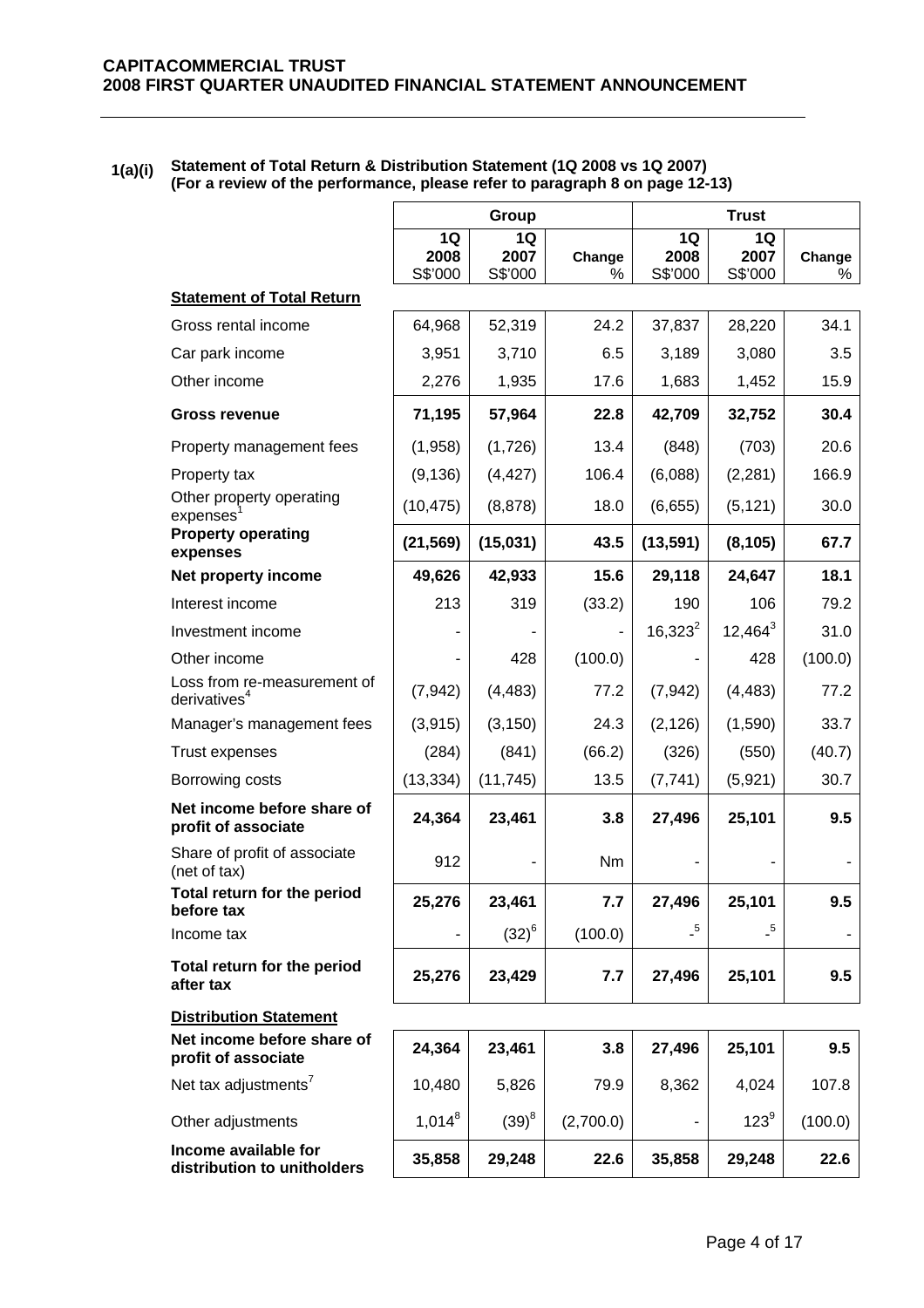**1(a)(i) Statement of Total Return & Distribution Statement (1Q 2008 vs 1Q 2007)**
**(For a review of the performance, please refer to paragraph 8 on page 12-13)**

| | Group | | | Trust | | |
|---|---|---|---|---|---|---|
| | 1Q 2008 S$'000 | 1Q 2007 S$'000 | Change % | 1Q 2008 S$'000 | 1Q 2007 S$'000 | Change % |
| **Statement of Total Return** | | | | | | |
| Gross rental income | 64,968 | 52,319 | 24.2 | 37,837 | 28,220 | 34.1 |
| Car park income | 3,951 | 3,710 | 6.5 | 3,189 | 3,080 | 3.5 |
| Other income | 2,276 | 1,935 | 17.6 | 1,683 | 1,452 | 15.9 |
| **Gross revenue** | **71,195** | **57,964** | **22.8** | **42,709** | **32,752** | **30.4** |
| Property management fees | (1,958) | (1,726) | 13.4 | (848) | (703) | 20.6 |
| Property tax | (9,136) | (4,427) | 106.4 | (6,088) | (2,281) | 166.9 |
| Other property operating expenses[1] | (10,475) | (8,878) | 18.0 | (6,655) | (5,121) | 30.0 |
| **Property operating expenses** | **(21,569)** | **(15,031)** | **43.5** | **(13,591)** | **(8,105)** | **67.7** |
| **Net property income** | **49,626** | **42,933** | **15.6** | **29,118** | **24,647** | **18.1** |
| Interest income | 213 | 319 | (33.2) | 190 | 106 | 79.2 |
| Investment income | - | - | - | 16,323[2] | 12,464[3] | 31.0 |
| Other income | - | 428 | (100.0) | - | 428 | (100.0) |
| Loss from re-measurement of derivatives[4] | (7,942) | (4,483) | 77.2 | (7,942) | (4,483) | 77.2 |
| Manager's management fees | (3,915) | (3,150) | 24.3 | (2,126) | (1,590) | 33.7 |
| Trust expenses | (284) | (841) | (66.2) | (326) | (550) | (40.7) |
| Borrowing costs | (13,334) | (11,745) | 13.5 | (7,741) | (5,921) | 30.7 |
| **Net income before share of profit of associate** | **24,364** | **23,461** | **3.8** | **27,496** | **25,101** | **9.5** |
| Share of profit of associate (net of tax) | 912 | - | Nm | - | - | - |
| **Total return for the period before tax** | **25,276** | **23,461** | **7.7** | **27,496** | **25,101** | **9.5** |
| Income tax | - | (32)[6] | (100.0) | -[5] | -[5] | - |
| **Total return for the period after tax** | **25,276** | **23,429** | **7.7** | **27,496** | **25,101** | **9.5** |
| **Distribution Statement** | | | | | | |
| **Net income before share of profit of associate** | **24,364** | **23,461** | **3.8** | **27,496** | **25,101** | **9.5** |
| Net tax adjustments[7] | 10,480 | 5,826 | 79.9 | 8,362 | 4,024 | 107.8 |
| Other adjustments | 1,014[8] | (39)[8] | (2,700.0) | - | 123[9] | (100.0) |
| **Income available for distribution to unitholders** | **35,858** | **29,248** | **22.6** | **35,858** | **29,248** | **22.6** |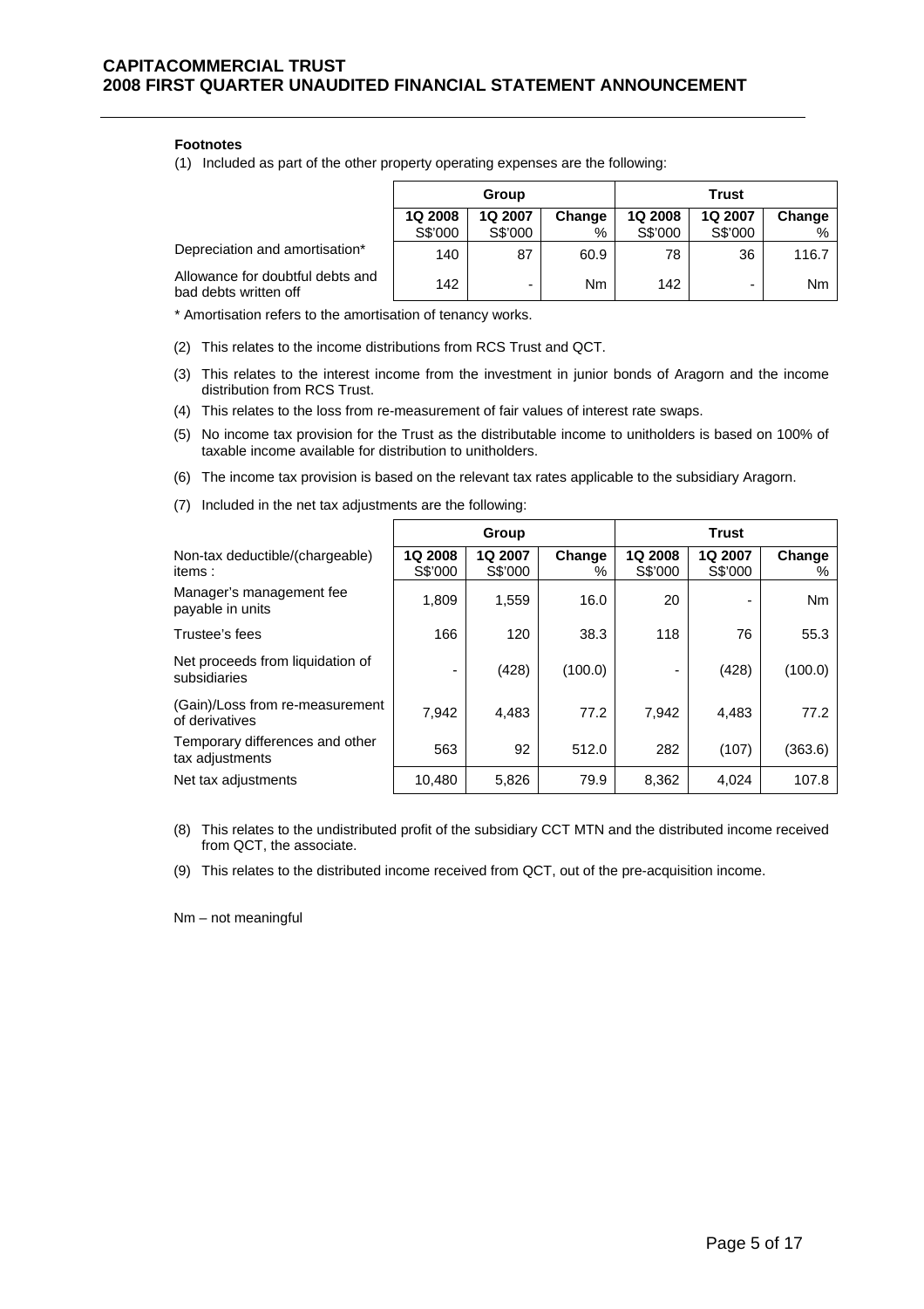**Footnotes**

(1) Included as part of the other property operating expenses are the following:

| | Group | | | Trust | | |
|---|---|---|---|---|---|---|
| | **1Q 2008** S$'000 | **1Q 2007** S$'000 | **Change** % | **1Q 2008** S$'000 | **1Q 2007** S$'000 | **Change** % |
| Depreciation and amortisation* | 140 | 87 | 60.9 | 78 | 36 | 116.7 |
| Allowance for doubtful debts and bad debts written off | 142 | - | Nm | 142 | - | Nm |

\* Amortisation refers to the amortisation of tenancy works.

(2) This relates to the income distributions from RCS Trust and QCT.

(3) This relates to the interest income from the investment in junior bonds of Aragorn and the income distribution from RCS Trust.

(4) This relates to the loss from re-measurement of fair values of interest rate swaps.

(5) No income tax provision for the Trust as the distributable income to unitholders is based on 100% of taxable income available for distribution to unitholders.

(6) The income tax provision is based on the relevant tax rates applicable to the subsidiary Aragorn.

(7) Included in the net tax adjustments are the following:

| | Group | | | Trust | | |
|---|---|---|---|---|---|---|
| Non-tax deductible/(chargeable) items : | **1Q 2008** S$'000 | **1Q 2007** S$'000 | **Change** % | **1Q 2008** S$'000 | **1Q 2007** S$'000 | **Change** % |
| Manager's management fee payable in units | 1,809 | 1,559 | 16.0 | 20 | - | Nm |
| Trustee's fees | 166 | 120 | 38.3 | 118 | 76 | 55.3 |
| Net proceeds from liquidation of subsidiaries | - | (428) | (100.0) | - | (428) | (100.0) |
| (Gain)/Loss from re-measurement of derivatives | 7,942 | 4,483 | 77.2 | 7,942 | 4,483 | 77.2 |
| Temporary differences and other tax adjustments | 563 | 92 | 512.0 | 282 | (107) | (363.6) |
| Net tax adjustments | 10,480 | 5,826 | 79.9 | 8,362 | 4,024 | 107.8 |

(8) This relates to the undistributed profit of the subsidiary CCT MTN and the distributed income received from QCT, the associate.

(9) This relates to the distributed income received from QCT, out of the pre-acquisition income.

Nm – not meaningful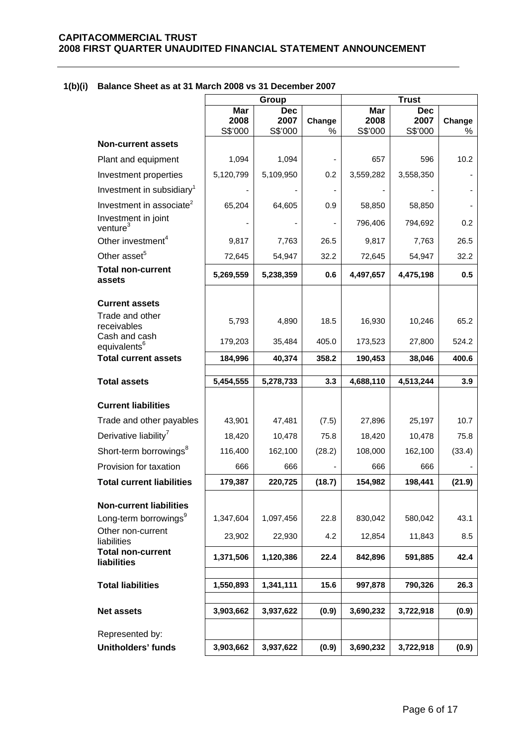**1(b)(i) Balance Sheet as at 31 March 2008 vs 31 December 2007**

| | Group | | | Trust | | |
|---|---|---|---|---|---|---|
| | Mar 2008 S$'000 | Dec 2007 S$'000 | Change % | Mar 2008 S$'000 | Dec 2007 S$'000 | Change % |
| **Non-current assets** | | | | | | |
| Plant and equipment | 1,094 | 1,094 | - | 657 | 596 | 10.2 |
| Investment properties | 5,120,799 | 5,109,950 | 0.2 | 3,559,282 | 3,558,350 | - |
| Investment in subsidiary[1] | - | - | - | - | - | - |
| Investment in associate[2] | 65,204 | 64,605 | 0.9 | 58,850 | 58,850 | - |
| Investment in joint venture[3] | - | - | - | 796,406 | 794,692 | 0.2 |
| Other investment[4] | 9,817 | 7,763 | 26.5 | 9,817 | 7,763 | 26.5 |
| Other asset[5] | 72,645 | 54,947 | 32.2 | 72,645 | 54,947 | 32.2 |
| **Total non-current assets** | **5,269,559** | **5,238,359** | **0.6** | **4,497,657** | **4,475,198** | **0.5** |
| **Current assets** | | | | | | |
| Trade and other receivables | 5,793 | 4,890 | 18.5 | 16,930 | 10,246 | 65.2 |
| Cash and cash equivalents[6] | 179,203 | 35,484 | 405.0 | 173,523 | 27,800 | 524.2 |
| **Total current assets** | **184,996** | **40,374** | **358.2** | **190,453** | **38,046** | **400.6** |
| **Total assets** | **5,454,555** | **5,278,733** | **3.3** | **4,688,110** | **4,513,244** | **3.9** |
| **Current liabilities** | | | | | | |
| Trade and other payables | 43,901 | 47,481 | (7.5) | 27,896 | 25,197 | 10.7 |
| Derivative liability[7] | 18,420 | 10,478 | 75.8 | 18,420 | 10,478 | 75.8 |
| Short-term borrowings[8] | 116,400 | 162,100 | (28.2) | 108,000 | 162,100 | (33.4) |
| Provision for taxation | 666 | 666 | - | 666 | 666 | - |
| **Total current liabilities** | **179,387** | **220,725** | **(18.7)** | **154,982** | **198,441** | **(21.9)** |
| **Non-current liabilities** | | | | | | |
| Long-term borrowings[9] | 1,347,604 | 1,097,456 | 22.8 | 830,042 | 580,042 | 43.1 |
| Other non-current liabilities | 23,902 | 22,930 | 4.2 | 12,854 | 11,843 | 8.5 |
| **Total non-current liabilities** | **1,371,506** | **1,120,386** | **22.4** | **842,896** | **591,885** | **42.4** |
| **Total liabilities** | **1,550,893** | **1,341,111** | **15.6** | **997,878** | **790,326** | **26.3** |
| **Net assets** | **3,903,662** | **3,937,622** | **(0.9)** | **3,690,232** | **3,722,918** | **(0.9)** |
| Represented by: | | | | | | |
| **Unitholders' funds** | **3,903,662** | **3,937,622** | **(0.9)** | **3,690,232** | **3,722,918** | **(0.9)** |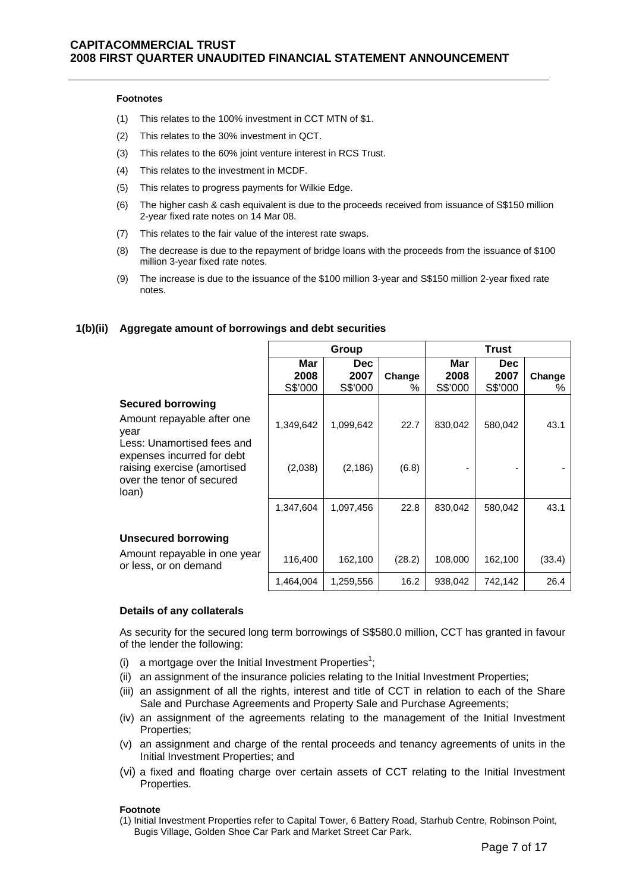**Footnotes**

(1) This relates to the 100% investment in CCT MTN of $1.

(2) This relates to the 30% investment in QCT.

(3) This relates to the 60% joint venture interest in RCS Trust.

(4) This relates to the investment in MCDF.

(5) This relates to progress payments for Wilkie Edge.

(6) The higher cash & cash equivalent is due to the proceeds received from issuance of S$150 million 2-year fixed rate notes on 14 Mar 08.

(7) This relates to the fair value of the interest rate swaps.

(8) The decrease is due to the repayment of bridge loans with the proceeds from the issuance of $100 million 3-year fixed rate notes.

(9) The increase is due to the issuance of the $100 million 3-year and S$150 million 2-year fixed rate notes.

### 1(b)(ii) Aggregate amount of borrowings and debt securities

| | Group | | | Trust | | |
|---|---|---|---|---|---|---|
| | Mar 2008 S$'000 | Dec 2007 S$'000 | Change % | Mar 2008 S$'000 | Dec 2007 S$'000 | Change % |
| **Secured borrowing** | | | | | | |
| Amount repayable after one year | 1,349,642 | 1,099,642 | 22.7 | 830,042 | 580,042 | 43.1 |
| Less: Unamortised fees and expenses incurred for debt raising exercise (amortised over the tenor of secured loan) | (2,038) | (2,186) | (6.8) | - | - | - |
| | 1,347,604 | 1,097,456 | 22.8 | 830,042 | 580,042 | 43.1 |
| **Unsecured borrowing** | | | | | | |
| Amount repayable in one year or less, or on demand | 116,400 | 162,100 | (28.2) | 108,000 | 162,100 | (33.4) |
| | 1,464,004 | 1,259,556 | 16.2 | 938,042 | 742,142 | 26.4 |

**Details of any collaterals**

As security for the secured long term borrowings of S$580.0 million, CCT has granted in favour of the lender the following:

(i) a mortgage over the Initial Investment Properties[1];
(ii) an assignment of the insurance policies relating to the Initial Investment Properties;
(iii) an assignment of all the rights, interest and title of CCT in relation to each of the Share Sale and Purchase Agreements and Property Sale and Purchase Agreements;
(iv) an assignment of the agreements relating to the management of the Initial Investment Properties;
(v) an assignment and charge of the rental proceeds and tenancy agreements of units in the Initial Investment Properties; and
(vi) a fixed and floating charge over certain assets of CCT relating to the Initial Investment Properties.

**Footnote**

(1) Initial Investment Properties refer to Capital Tower, 6 Battery Road, Starhub Centre, Robinson Point, Bugis Village, Golden Shoe Car Park and Market Street Car Park.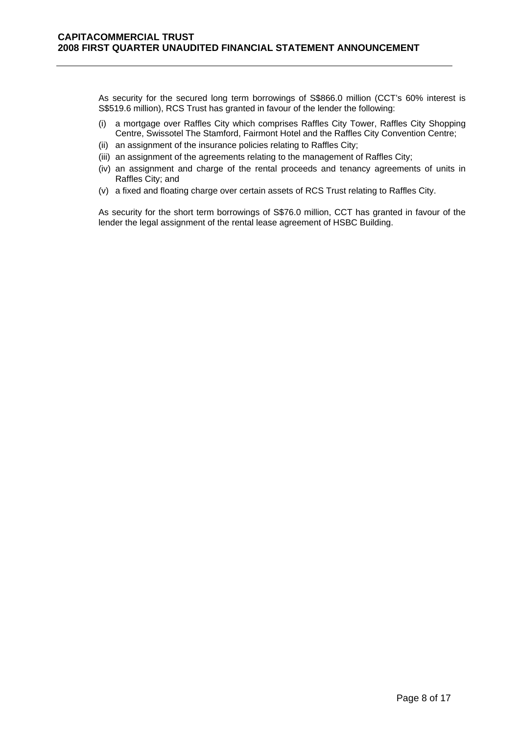As security for the secured long term borrowings of S$866.0 million (CCT's 60% interest is S$519.6 million), RCS Trust has granted in favour of the lender the following:

(i) a mortgage over Raffles City which comprises Raffles City Tower, Raffles City Shopping Centre, Swissotel The Stamford, Fairmont Hotel and the Raffles City Convention Centre;

(ii) an assignment of the insurance policies relating to Raffles City;

(iii) an assignment of the agreements relating to the management of Raffles City;

(iv) an assignment and charge of the rental proceeds and tenancy agreements of units in Raffles City; and

(v) a fixed and floating charge over certain assets of RCS Trust relating to Raffles City.

As security for the short term borrowings of S$76.0 million, CCT has granted in favour of the lender the legal assignment of the rental lease agreement of HSBC Building.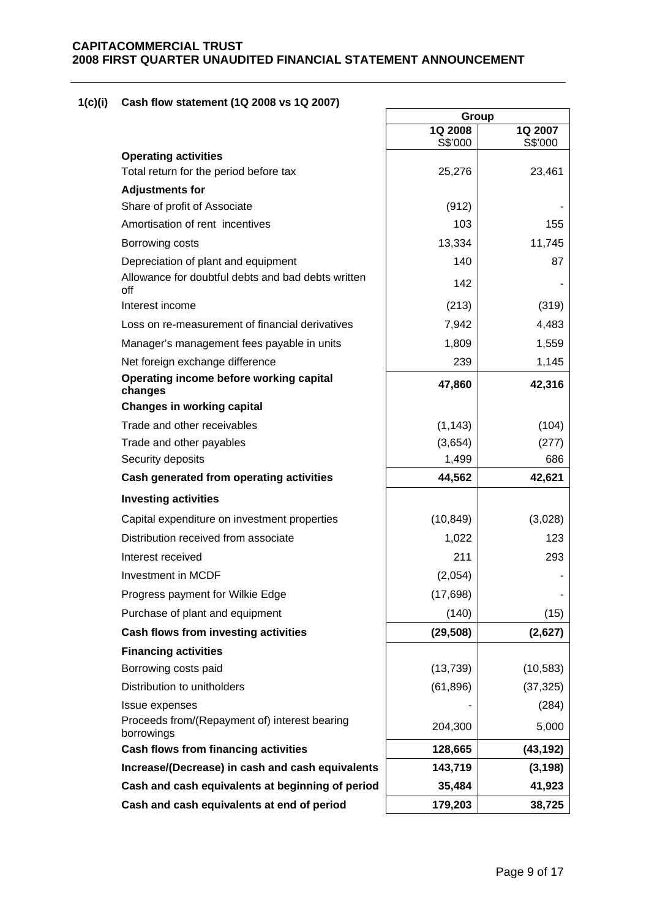## 1(c)(i) Cash flow statement (1Q 2008 vs 1Q 2007)

| | Group | |
|---|---|---|
| | 1Q 2008<br>S$'000 | 1Q 2007<br>S$'000 |
| **Operating activities** | | |
| Total return for the period before tax | 25,276 | 23,461 |
| **Adjustments for** | | |
| Share of profit of Associate | (912) | - |
| Amortisation of rent incentives | 103 | 155 |
| Borrowing costs | 13,334 | 11,745 |
| Depreciation of plant and equipment | 140 | 87 |
| Allowance for doubtful debts and bad debts written off | 142 | - |
| Interest income | (213) | (319) |
| Loss on re-measurement of financial derivatives | 7,942 | 4,483 |
| Manager's management fees payable in units | 1,809 | 1,559 |
| Net foreign exchange difference | 239 | 1,145 |
| **Operating income before working capital changes** | **47,860** | **42,316** |
| **Changes in working capital** | | |
| Trade and other receivables | (1,143) | (104) |
| Trade and other payables | (3,654) | (277) |
| Security deposits | 1,499 | 686 |
| **Cash generated from operating activities** | **44,562** | **42,621** |
| **Investing activities** | | |
| Capital expenditure on investment properties | (10,849) | (3,028) |
| Distribution received from associate | 1,022 | 123 |
| Interest received | 211 | 293 |
| Investment in MCDF | (2,054) | - |
| Progress payment for Wilkie Edge | (17,698) | - |
| Purchase of plant and equipment | (140) | (15) |
| **Cash flows from investing activities** | **(29,508)** | **(2,627)** |
| **Financing activities** | | |
| Borrowing costs paid | (13,739) | (10,583) |
| Distribution to unitholders | (61,896) | (37,325) |
| Issue expenses | - | (284) |
| Proceeds from/(Repayment of) interest bearing borrowings | 204,300 | 5,000 |
| **Cash flows from financing activities** | **128,665** | **(43,192)** |
| **Increase/(Decrease) in cash and cash equivalents** | **143,719** | **(3,198)** |
| **Cash and cash equivalents at beginning of period** | **35,484** | **41,923** |
| **Cash and cash equivalents at end of period** | **179,203** | **38,725** |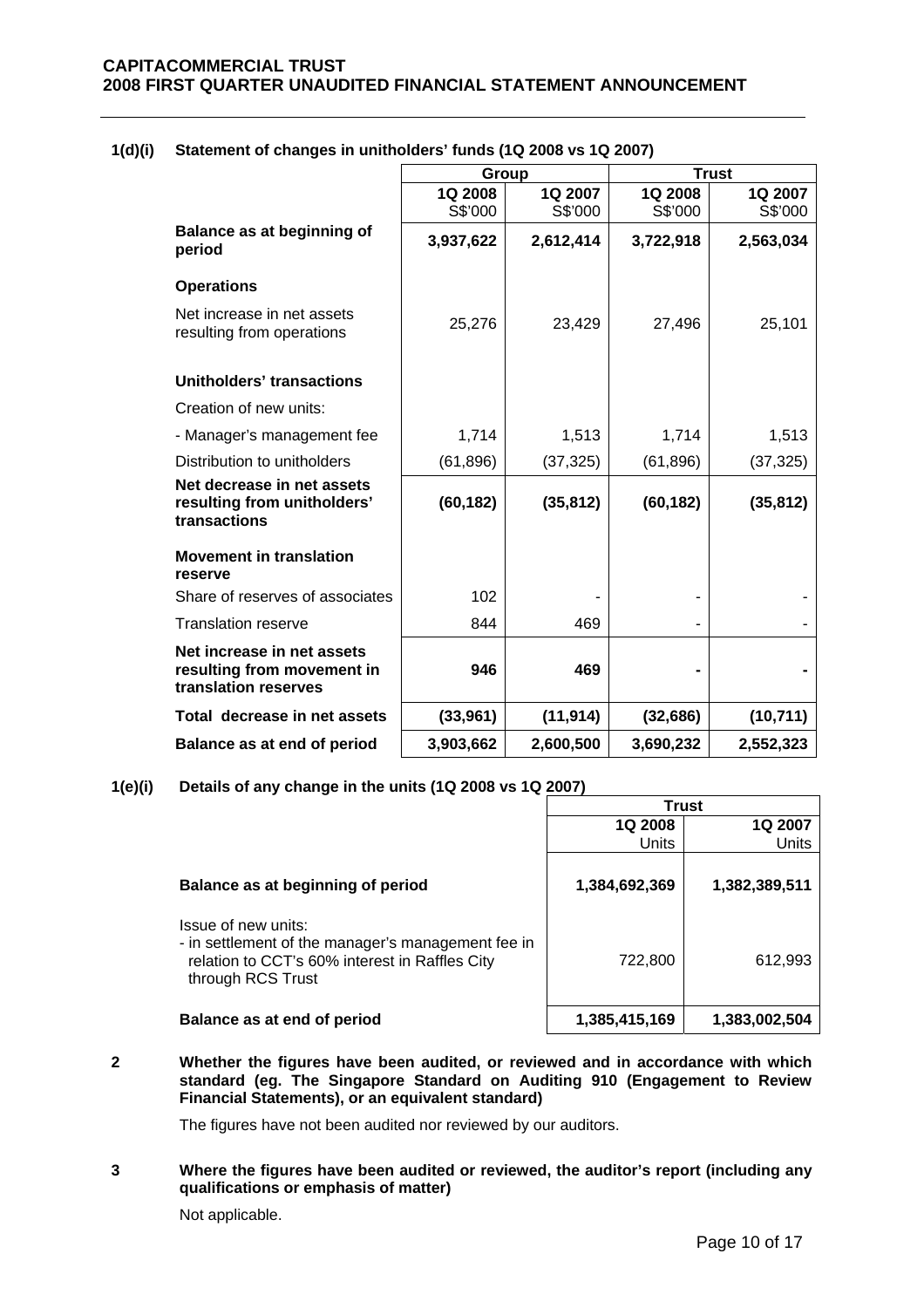**1(d)(i) Statement of changes in unitholders' funds (1Q 2008 vs 1Q 2007)**

| | Group | | Trust | |
|---|---|---|---|---|
| | 1Q 2008<br>S$'000 | 1Q 2007<br>S$'000 | 1Q 2008<br>S$'000 | 1Q 2007<br>S$'000 |
| **Balance as at beginning of period** | **3,937,622** | **2,612,414** | **3,722,918** | **2,563,034** |
| **Operations** | | | | |
| Net increase in net assets resulting from operations | 25,276 | 23,429 | 27,496 | 25,101 |
| **Unitholders' transactions** | | | | |
| Creation of new units: | | | | |
| - Manager's management fee | 1,714 | 1,513 | 1,714 | 1,513 |
| Distribution to unitholders | (61,896) | (37,325) | (61,896) | (37,325) |
| **Net decrease in net assets resulting from unitholders' transactions** | **(60,182)** | **(35,812)** | **(60,182)** | **(35,812)** |
| **Movement in translation reserve** | | | | |
| Share of reserves of associates | 102 | - | - | - |
| Translation reserve | 844 | 469 | - | - |
| **Net increase in net assets resulting from movement in translation reserves** | **946** | **469** | **-** | **-** |
| **Total decrease in net assets** | **(33,961)** | **(11,914)** | **(32,686)** | **(10,711)** |
| **Balance as at end of period** | **3,903,662** | **2,600,500** | **3,690,232** | **2,552,323** |

**1(e)(i) Details of any change in the units (1Q 2008 vs 1Q 2007)**

| | Trust | |
|---|---|---|
| | 1Q 2008<br>Units | 1Q 2007<br>Units |
| **Balance as at beginning of period** | **1,384,692,369** | **1,382,389,511** |
| Issue of new units:<br>- in settlement of the manager's management fee in relation to CCT's 60% interest in Raffles City through RCS Trust | 722,800 | 612,993 |
| **Balance as at end of period** | **1,385,415,169** | **1,383,002,504** |

**2 Whether the figures have been audited, or reviewed and in accordance with which standard (eg. The Singapore Standard on Auditing 910 (Engagement to Review Financial Statements), or an equivalent standard)**

The figures have not been audited nor reviewed by our auditors.

**3 Where the figures have been audited or reviewed, the auditor's report (including any qualifications or emphasis of matter)**

Not applicable.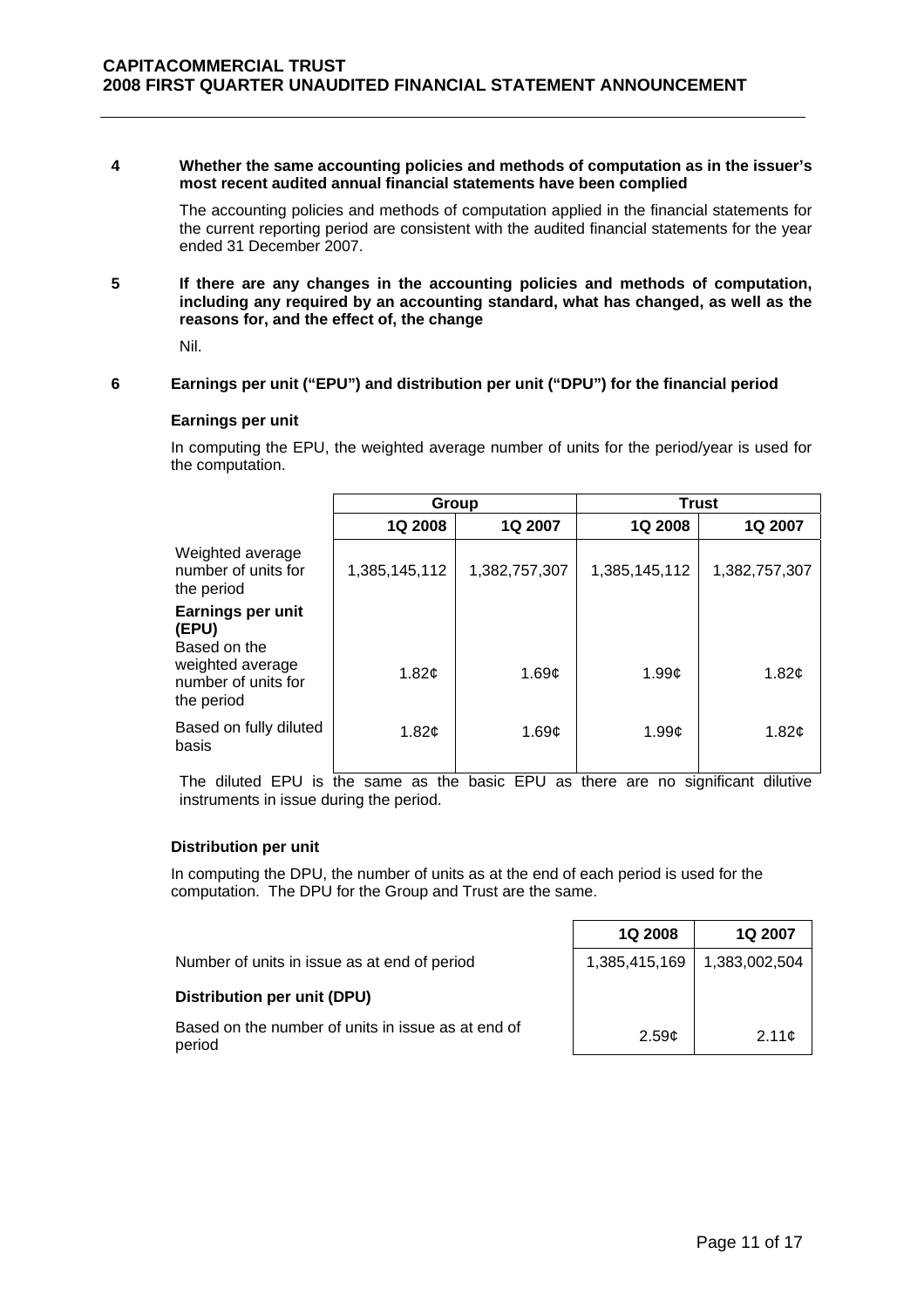**4 Whether the same accounting policies and methods of computation as in the issuer's most recent audited annual financial statements have been complied**

The accounting policies and methods of computation applied in the financial statements for the current reporting period are consistent with the audited financial statements for the year ended 31 December 2007.

**5 If there are any changes in the accounting policies and methods of computation, including any required by an accounting standard, what has changed, as well as the reasons for, and the effect of, the change**

Nil.

**6 Earnings per unit ("EPU") and distribution per unit ("DPU") for the financial period**

**Earnings per unit**

In computing the EPU, the weighted average number of units for the period/year is used for the computation.

| | Group | | Trust | |
|---|---|---|---|---|
| | **1Q 2008** | **1Q 2007** | **1Q 2008** | **1Q 2007** |
| Weighted average number of units for the period | 1,385,145,112 | 1,382,757,307 | 1,385,145,112 | 1,382,757,307 |
| **Earnings per unit (EPU)** | | | | |
| Based on the weighted average number of units for the period | 1.82¢ | 1.69¢ | 1.99¢ | 1.82¢ |
| Based on fully diluted basis | 1.82¢ | 1.69¢ | 1.99¢ | 1.82¢ |

The diluted EPU is the same as the basic EPU as there are no significant dilutive instruments in issue during the period.

**Distribution per unit**

In computing the DPU, the number of units as at the end of each period is used for the computation. The DPU for the Group and Trust are the same.

| | **1Q 2008** | **1Q 2007** |
|---|---|---|
| Number of units in issue as at end of period | 1,385,415,169 | 1,383,002,504 |
| **Distribution per unit (DPU)** | | |
| Based on the number of units in issue as at end of period | 2.59¢ | 2.11¢ |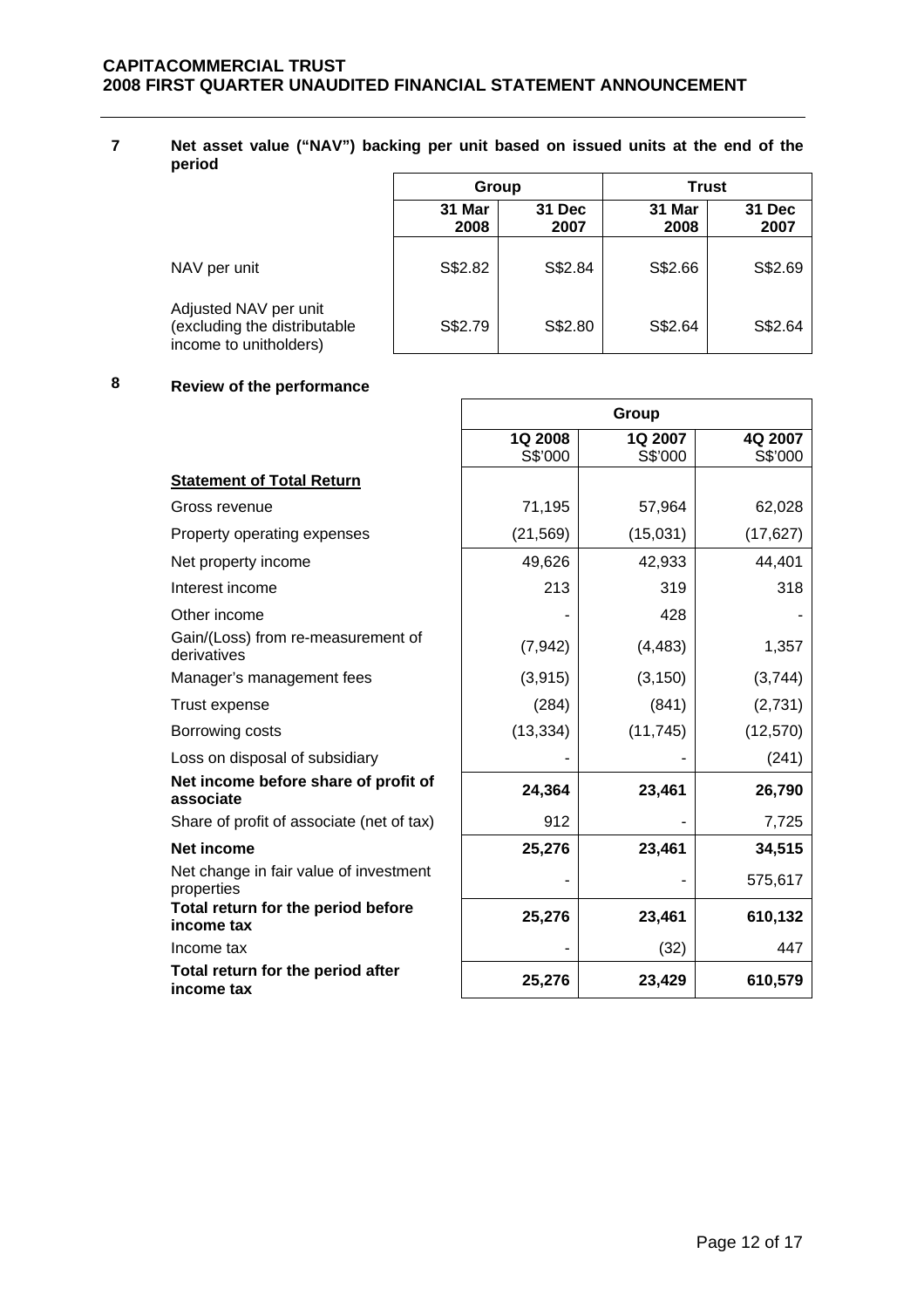## 7 Net asset value ("NAV") backing per unit based on issued units at the end of the period

| | Group | | Trust | |
|---|---|---|---|---|
| | 31 Mar 2008 | 31 Dec 2007 | 31 Mar 2008 | 31 Dec 2007 |
| NAV per unit | S$2.82 | S$2.84 | S$2.66 | S$2.69 |
| Adjusted NAV per unit (excluding the distributable income to unitholders) | S$2.79 | S$2.80 | S$2.64 | S$2.64 |

## 8 Review of the performance

| | Group | | |
|---|---|---|---|
| | 1Q 2008 S$'000 | 1Q 2007 S$'000 | 4Q 2007 S$'000 |
| **Statement of Total Return** | | | |
| Gross revenue | 71,195 | 57,964 | 62,028 |
| Property operating expenses | (21,569) | (15,031) | (17,627) |
| Net property income | 49,626 | 42,933 | 44,401 |
| Interest income | 213 | 319 | 318 |
| Other income | - | 428 | - |
| Gain/(Loss) from re-measurement of derivatives | (7,942) | (4,483) | 1,357 |
| Manager's management fees | (3,915) | (3,150) | (3,744) |
| Trust expense | (284) | (841) | (2,731) |
| Borrowing costs | (13,334) | (11,745) | (12,570) |
| Loss on disposal of subsidiary | - | - | (241) |
| **Net income before share of profit of associate** | **24,364** | **23,461** | **26,790** |
| Share of profit of associate (net of tax) | 912 | - | 7,725 |
| **Net income** | **25,276** | **23,461** | **34,515** |
| Net change in fair value of investment properties | - | - | 575,617 |
| **Total return for the period before income tax** | **25,276** | **23,461** | **610,132** |
| Income tax | - | (32) | 447 |
| **Total return for the period after income tax** | **25,276** | **23,429** | **610,579** |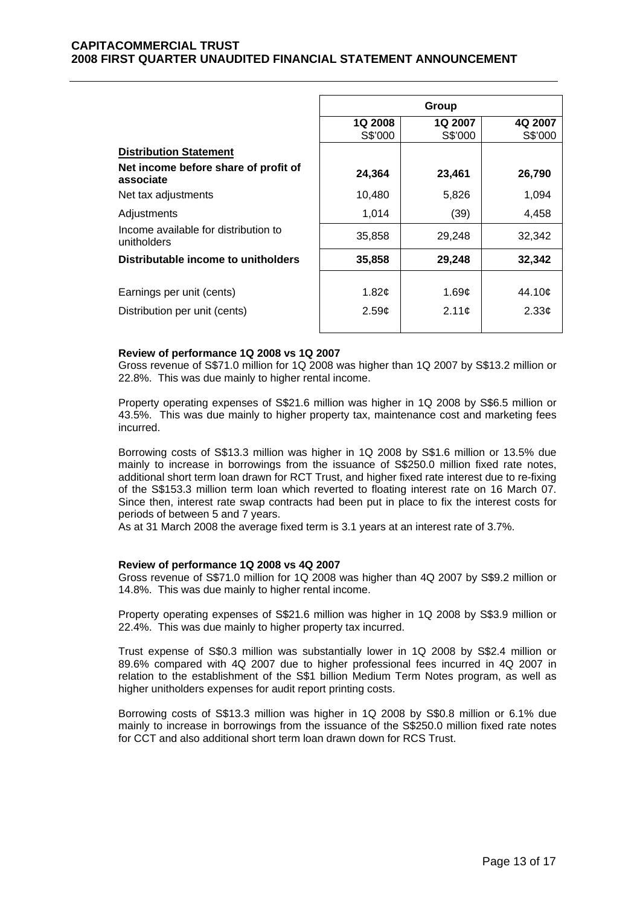| | Group | | |
|---|---|---|---|
| | **1Q 2008** S$'000 | **1Q 2007** S$'000 | **4Q 2007** S$'000 |
| **Distribution Statement** | | | |
| **Net income before share of profit of associate** | **24,364** | **23,461** | **26,790** |
| Net tax adjustments | 10,480 | 5,826 | 1,094 |
| Adjustments | 1,014 | (39) | 4,458 |
| Income available for distribution to unitholders | 35,858 | 29,248 | 32,342 |
| **Distributable income to unitholders** | **35,858** | **29,248** | **32,342** |
| Earnings per unit (cents) | 1.82¢ | 1.69¢ | 44.10¢ |
| Distribution per unit (cents) | 2.59¢ | 2.11¢ | 2.33¢ |

**Review of performance 1Q 2008 vs 1Q 2007**

Gross revenue of S$71.0 million for 1Q 2008 was higher than 1Q 2007 by S$13.2 million or 22.8%. This was due mainly to higher rental income.

Property operating expenses of S$21.6 million was higher in 1Q 2008 by S$6.5 million or 43.5%. This was due mainly to higher property tax, maintenance cost and marketing fees incurred.

Borrowing costs of S$13.3 million was higher in 1Q 2008 by S$1.6 million or 13.5% due mainly to increase in borrowings from the issuance of S$250.0 million fixed rate notes, additional short term loan drawn for RCT Trust, and higher fixed rate interest due to re-fixing of the S$153.3 million term loan which reverted to floating interest rate on 16 March 07. Since then, interest rate swap contracts had been put in place to fix the interest costs for periods of between 5 and 7 years.

As at 31 March 2008 the average fixed term is 3.1 years at an interest rate of 3.7%.

**Review of performance 1Q 2008 vs 4Q 2007**

Gross revenue of S$71.0 million for 1Q 2008 was higher than 4Q 2007 by S$9.2 million or 14.8%. This was due mainly to higher rental income.

Property operating expenses of S$21.6 million was higher in 1Q 2008 by S$3.9 million or 22.4%. This was due mainly to higher property tax incurred.

Trust expense of S$0.3 million was substantially lower in 1Q 2008 by S$2.4 million or 89.6% compared with 4Q 2007 due to higher professional fees incurred in 4Q 2007 in relation to the establishment of the S$1 billion Medium Term Notes program, as well as higher unitholders expenses for audit report printing costs.

Borrowing costs of S$13.3 million was higher in 1Q 2008 by S$0.8 million or 6.1% due mainly to increase in borrowings from the issuance of the S$250.0 million fixed rate notes for CCT and also additional short term loan drawn down for RCS Trust.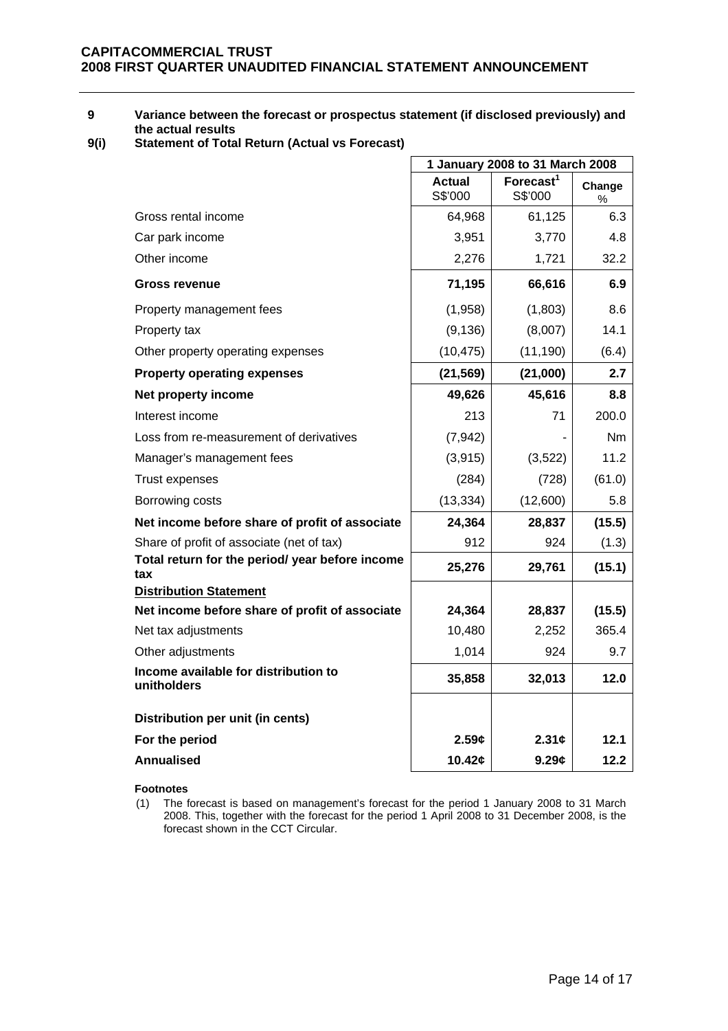**9 Variance between the forecast or prospectus statement (if disclosed previously) and the actual results**

**9(i) Statement of Total Return (Actual vs Forecast)**

| | 1 January 2008 to 31 March 2008 | | |
|---|---|---|---|
| | **Actual** S$'000 | **Forecast**[1] S$'000 | **Change** % |
| Gross rental income | 64,968 | 61,125 | 6.3 |
| Car park income | 3,951 | 3,770 | 4.8 |
| Other income | 2,276 | 1,721 | 32.2 |
| **Gross revenue** | **71,195** | **66,616** | **6.9** |
| Property management fees | (1,958) | (1,803) | 8.6 |
| Property tax | (9,136) | (8,007) | 14.1 |
| Other property operating expenses | (10,475) | (11,190) | (6.4) |
| **Property operating expenses** | **(21,569)** | **(21,000)** | **2.7** |
| **Net property income** | **49,626** | **45,616** | **8.8** |
| Interest income | 213 | 71 | 200.0 |
| Loss from re-measurement of derivatives | (7,942) | - | Nm |
| Manager's management fees | (3,915) | (3,522) | 11.2 |
| Trust expenses | (284) | (728) | (61.0) |
| Borrowing costs | (13,334) | (12,600) | 5.8 |
| **Net income before share of profit of associate** | **24,364** | **28,837** | **(15.5)** |
| Share of profit of associate (net of tax) | 912 | 924 | (1.3) |
| **Total return for the period/ year before income tax** | **25,276** | **29,761** | **(15.1)** |
| **<u>Distribution Statement</u>** | | | |
| **Net income before share of profit of associate** | **24,364** | **28,837** | **(15.5)** |
| Net tax adjustments | 10,480 | 2,252 | 365.4 |
| Other adjustments | 1,014 | 924 | 9.7 |
| **Income available for distribution to unitholders** | **35,858** | **32,013** | **12.0** |
| | | | |
| **Distribution per unit (in cents)** | | | |
| **For the period** | **2.59¢** | **2.31¢** | **12.1** |
| **Annualised** | **10.42¢** | **9.29¢** | **12.2** |

**Footnotes**

(1) The forecast is based on management's forecast for the period 1 January 2008 to 31 March 2008. This, together with the forecast for the period 1 April 2008 to 31 December 2008, is the forecast shown in the CCT Circular.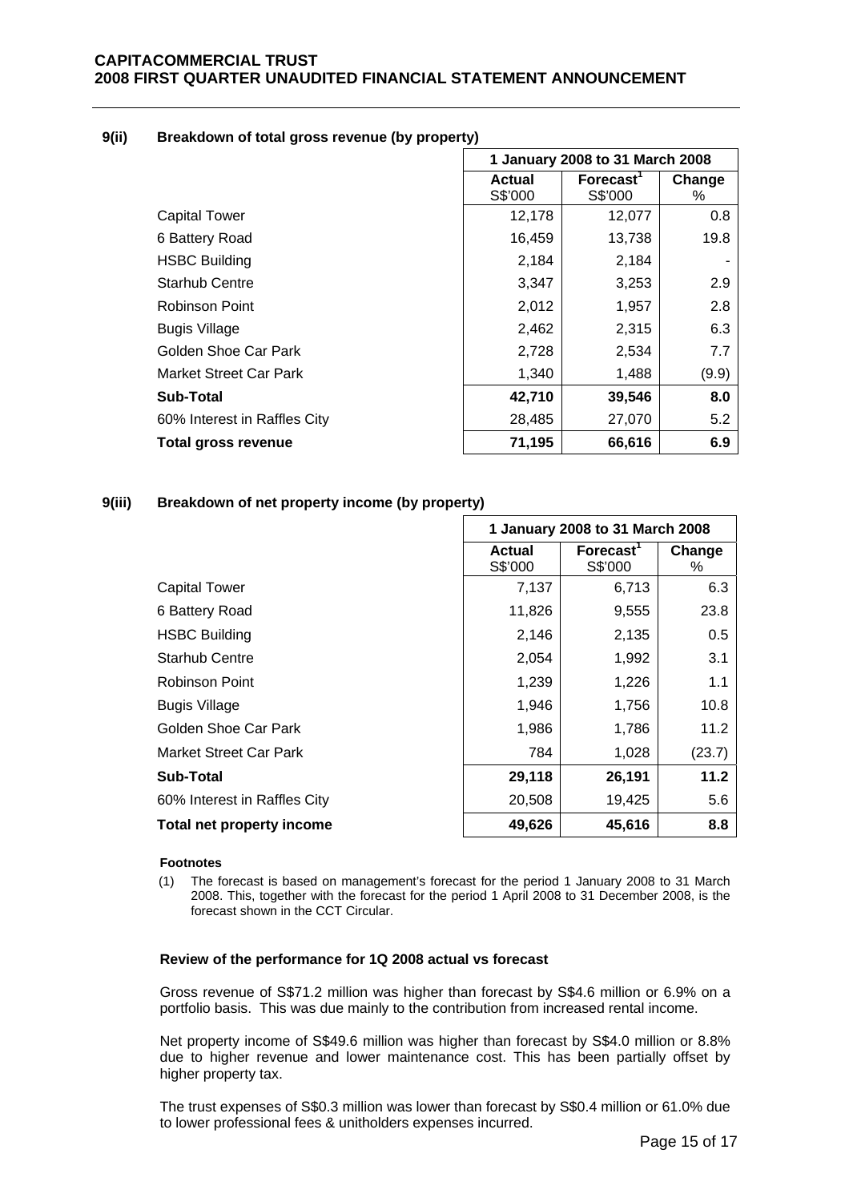### 9(ii) Breakdown of total gross revenue (by property)

| | 1 January 2008 to 31 March 2008 | | |
|---|---|---|---|
| | Actual S$'000 | Forecast[1] S$'000 | Change % |
| Capital Tower | 12,178 | 12,077 | 0.8 |
| 6 Battery Road | 16,459 | 13,738 | 19.8 |
| HSBC Building | 2,184 | 2,184 | - |
| Starhub Centre | 3,347 | 3,253 | 2.9 |
| Robinson Point | 2,012 | 1,957 | 2.8 |
| Bugis Village | 2,462 | 2,315 | 6.3 |
| Golden Shoe Car Park | 2,728 | 2,534 | 7.7 |
| Market Street Car Park | 1,340 | 1,488 | (9.9) |
| **Sub-Total** | **42,710** | **39,546** | **8.0** |
| 60% Interest in Raffles City | 28,485 | 27,070 | 5.2 |
| **Total gross revenue** | **71,195** | **66,616** | **6.9** |

### 9(iii) Breakdown of net property income (by property)

| | 1 January 2008 to 31 March 2008 | | |
|---|---|---|---|
| | Actual S$'000 | Forecast[1] S$'000 | Change % |
| Capital Tower | 7,137 | 6,713 | 6.3 |
| 6 Battery Road | 11,826 | 9,555 | 23.8 |
| HSBC Building | 2,146 | 2,135 | 0.5 |
| Starhub Centre | 2,054 | 1,992 | 3.1 |
| Robinson Point | 1,239 | 1,226 | 1.1 |
| Bugis Village | 1,946 | 1,756 | 10.8 |
| Golden Shoe Car Park | 1,986 | 1,786 | 11.2 |
| Market Street Car Park | 784 | 1,028 | (23.7) |
| **Sub-Total** | **29,118** | **26,191** | **11.2** |
| 60% Interest in Raffles City | 20,508 | 19,425 | 5.6 |
| **Total net property income** | **49,626** | **45,616** | **8.8** |

**Footnotes**

(1) The forecast is based on management's forecast for the period 1 January 2008 to 31 March 2008. This, together with the forecast for the period 1 April 2008 to 31 December 2008, is the forecast shown in the CCT Circular.

**Review of the performance for 1Q 2008 actual vs forecast**

Gross revenue of S$71.2 million was higher than forecast by S$4.6 million or 6.9% on a portfolio basis. This was due mainly to the contribution from increased rental income.

Net property income of S$49.6 million was higher than forecast by S$4.0 million or 8.8% due to higher revenue and lower maintenance cost. This has been partially offset by higher property tax.

The trust expenses of S$0.3 million was lower than forecast by S$0.4 million or 61.0% due to lower professional fees & unitholders expenses incurred.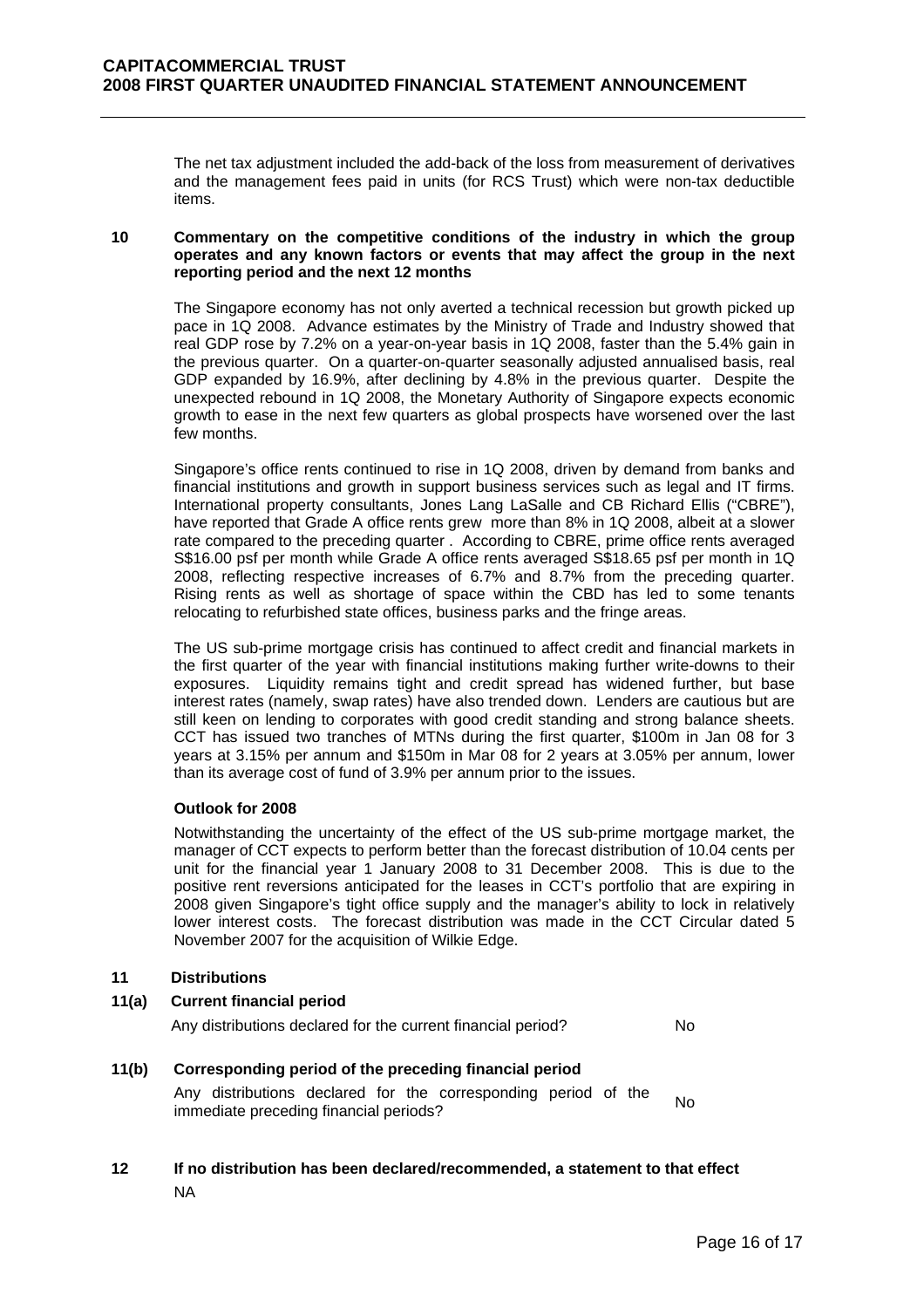The net tax adjustment included the add-back of the loss from measurement of derivatives and the management fees paid in units (for RCS Trust) which were non-tax deductible items.

## 10 Commentary on the competitive conditions of the industry in which the group operates and any known factors or events that may affect the group in the next reporting period and the next 12 months

The Singapore economy has not only averted a technical recession but growth picked up pace in 1Q 2008. Advance estimates by the Ministry of Trade and Industry showed that real GDP rose by 7.2% on a year-on-year basis in 1Q 2008, faster than the 5.4% gain in the previous quarter. On a quarter-on-quarter seasonally adjusted annualised basis, real GDP expanded by 16.9%, after declining by 4.8% in the previous quarter. Despite the unexpected rebound in 1Q 2008, the Monetary Authority of Singapore expects economic growth to ease in the next few quarters as global prospects have worsened over the last few months.

Singapore's office rents continued to rise in 1Q 2008, driven by demand from banks and financial institutions and growth in support business services such as legal and IT firms. International property consultants, Jones Lang LaSalle and CB Richard Ellis ("CBRE"), have reported that Grade A office rents grew more than 8% in 1Q 2008, albeit at a slower rate compared to the preceding quarter . According to CBRE, prime office rents averaged S$16.00 psf per month while Grade A office rents averaged S$18.65 psf per month in 1Q 2008, reflecting respective increases of 6.7% and 8.7% from the preceding quarter. Rising rents as well as shortage of space within the CBD has led to some tenants relocating to refurbished state offices, business parks and the fringe areas.

The US sub-prime mortgage crisis has continued to affect credit and financial markets in the first quarter of the year with financial institutions making further write-downs to their exposures. Liquidity remains tight and credit spread has widened further, but base interest rates (namely, swap rates) have also trended down. Lenders are cautious but are still keen on lending to corporates with good credit standing and strong balance sheets. CCT has issued two tranches of MTNs during the first quarter, $100m in Jan 08 for 3 years at 3.15% per annum and $150m in Mar 08 for 2 years at 3.05% per annum, lower than its average cost of fund of 3.9% per annum prior to the issues.

### Outlook for 2008

Notwithstanding the uncertainty of the effect of the US sub-prime mortgage market, the manager of CCT expects to perform better than the forecast distribution of 10.04 cents per unit for the financial year 1 January 2008 to 31 December 2008. This is due to the positive rent reversions anticipated for the leases in CCT's portfolio that are expiring in 2008 given Singapore's tight office supply and the manager's ability to lock in relatively lower interest costs. The forecast distribution was made in the CCT Circular dated 5 November 2007 for the acquisition of Wilkie Edge.

## 11 Distributions

### 11(a) Current financial period

Any distributions declared for the current financial period? No

### 11(b) Corresponding period of the preceding financial period

Any distributions declared for the corresponding period of the immediate preceding financial periods? No

## 12 If no distribution has been declared/recommended, a statement to that effect

NA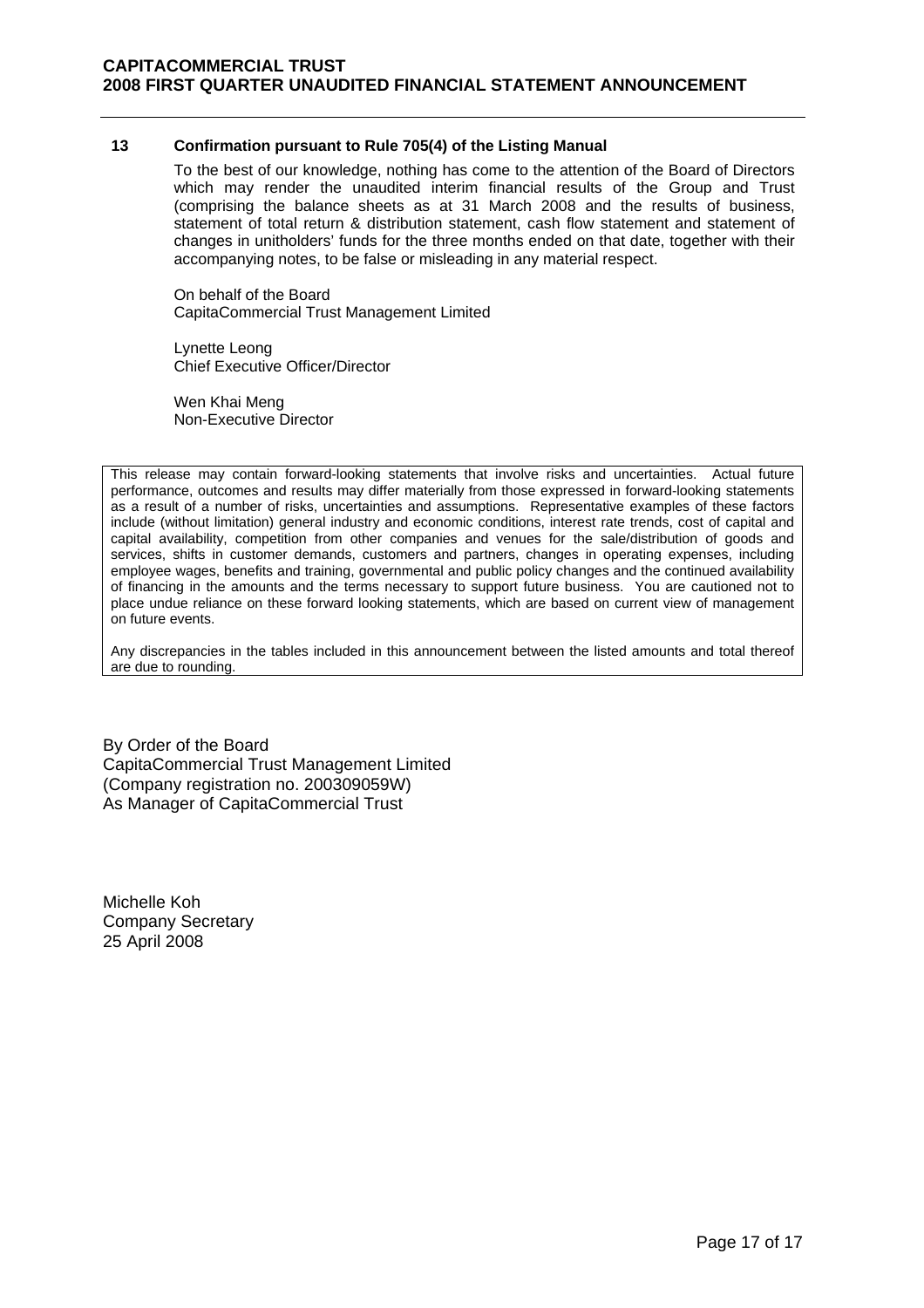## 13 Confirmation pursuant to Rule 705(4) of the Listing Manual

To the best of our knowledge, nothing has come to the attention of the Board of Directors which may render the unaudited interim financial results of the Group and Trust (comprising the balance sheets as at 31 March 2008 and the results of business, statement of total return & distribution statement, cash flow statement and statement of changes in unitholders' funds for the three months ended on that date, together with their accompanying notes, to be false or misleading in any material respect.

On behalf of the Board
CapitaCommercial Trust Management Limited

Lynette Leong
Chief Executive Officer/Director

Wen Khai Meng
Non-Executive Director

This release may contain forward-looking statements that involve risks and uncertainties. Actual future performance, outcomes and results may differ materially from those expressed in forward-looking statements as a result of a number of risks, uncertainties and assumptions. Representative examples of these factors include (without limitation) general industry and economic conditions, interest rate trends, cost of capital and capital availability, competition from other companies and venues for the sale/distribution of goods and services, shifts in customer demands, customers and partners, changes in operating expenses, including employee wages, benefits and training, governmental and public policy changes and the continued availability of financing in the amounts and the terms necessary to support future business. You are cautioned not to place undue reliance on these forward looking statements, which are based on current view of management on future events.

Any discrepancies in the tables included in this announcement between the listed amounts and total thereof are due to rounding.

By Order of the Board
CapitaCommercial Trust Management Limited
(Company registration no. 200309059W)
As Manager of CapitaCommercial Trust

Michelle Koh
Company Secretary
25 April 2008